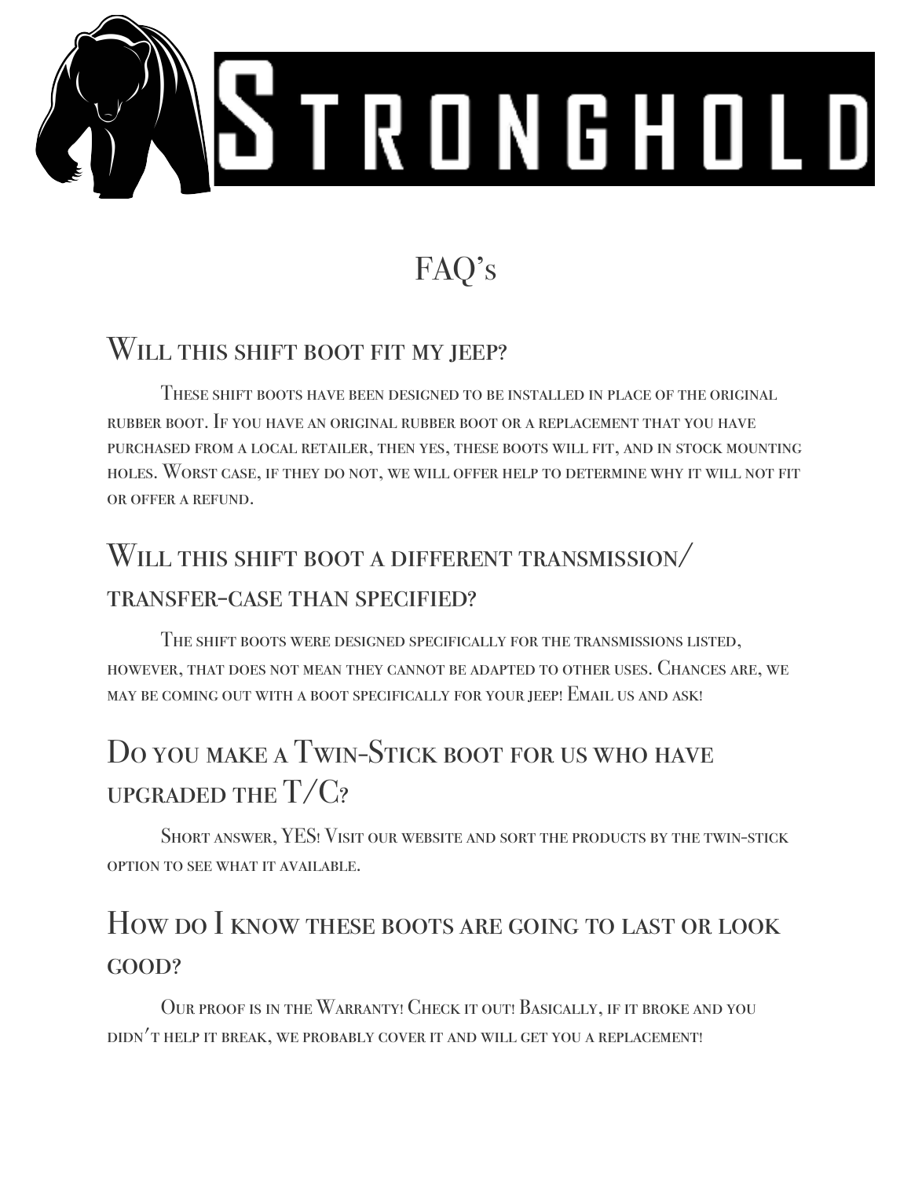# STRONGHOLD

## FAQ's

### Will this shift boot fit my jeep?

These shift boots have been designed to be installed in place of the original rubber boot. If you have an original rubber boot or a replacement that you have purchased from a local retailer, then yes, these boots will fit, and in stock mounting holes. Worst case, if they do not, we will offer help to determine why it will not fit or offer a refund.

### Will this shift boot a different transmission/ transfer-case than specified?

The shift boots were designed specifically for the transmissions listed, however, that does not mean they cannot be adapted to other uses. Chances are, we may be coming out with a boot specifically for your jeep! Email us and ask!

### Do you make a Twin-Stick boot for us who have upgraded the T/C?

Short answer, YES! Visit our website and sort the products by the twin-stick option to see what it available.

### How do I know these boots are going to last or look good?

Our proof is in the Warranty! Check it out! Basically, if it broke and you didn't help it break, we probably cover it and will get you a replacement!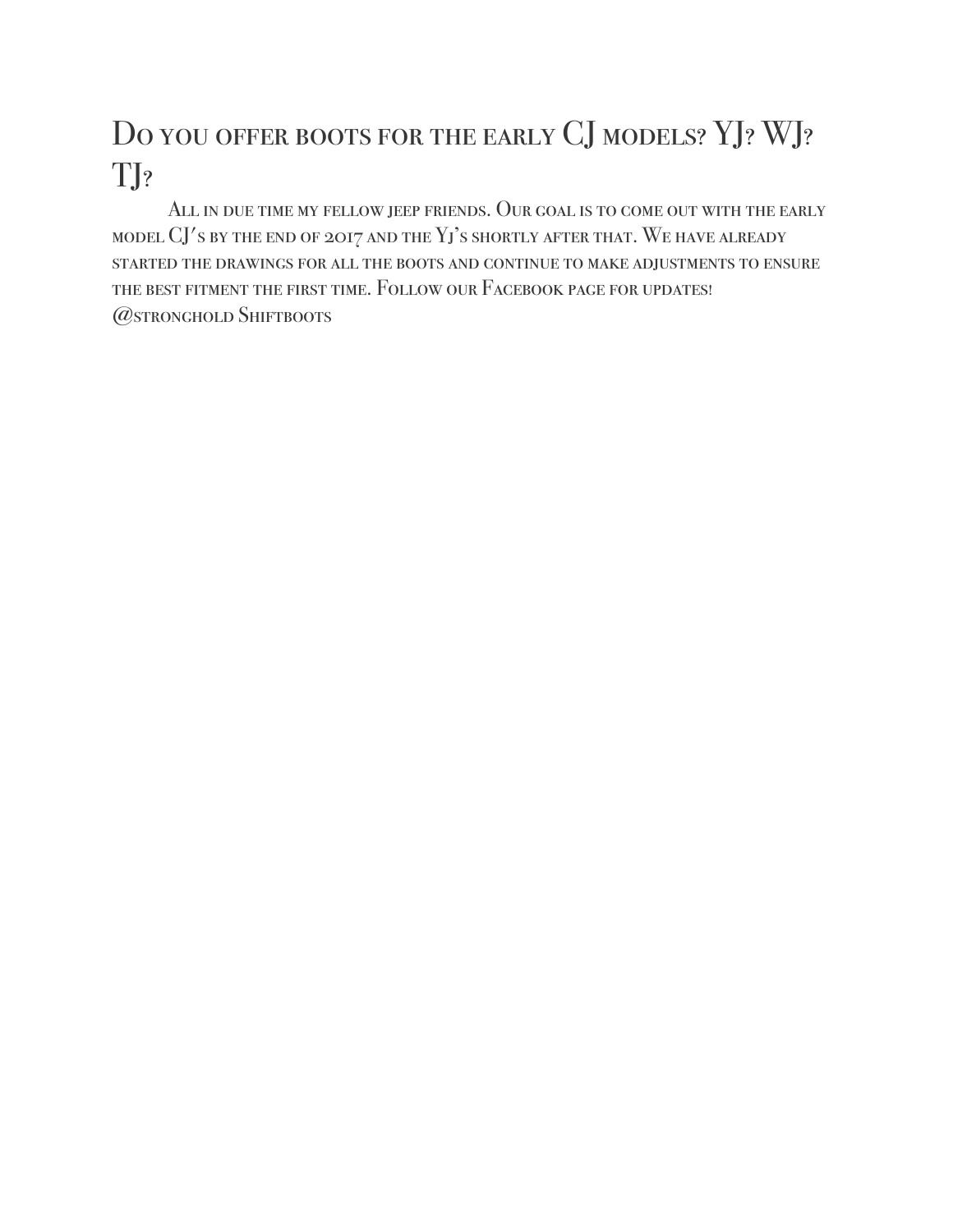# Do you offer boots for the early CJ models? YJ? WJ? TJ?

All in due time my fellow jeep friends. Our goal is to come out with the early model CJ's by the end of 2017 and the Yj's shortly after that. We have already started the drawings for all the boots and continue to make adjustments to ensure the best fitment the first time. Follow our Facebook page for updates! @stronghold Shiftboots